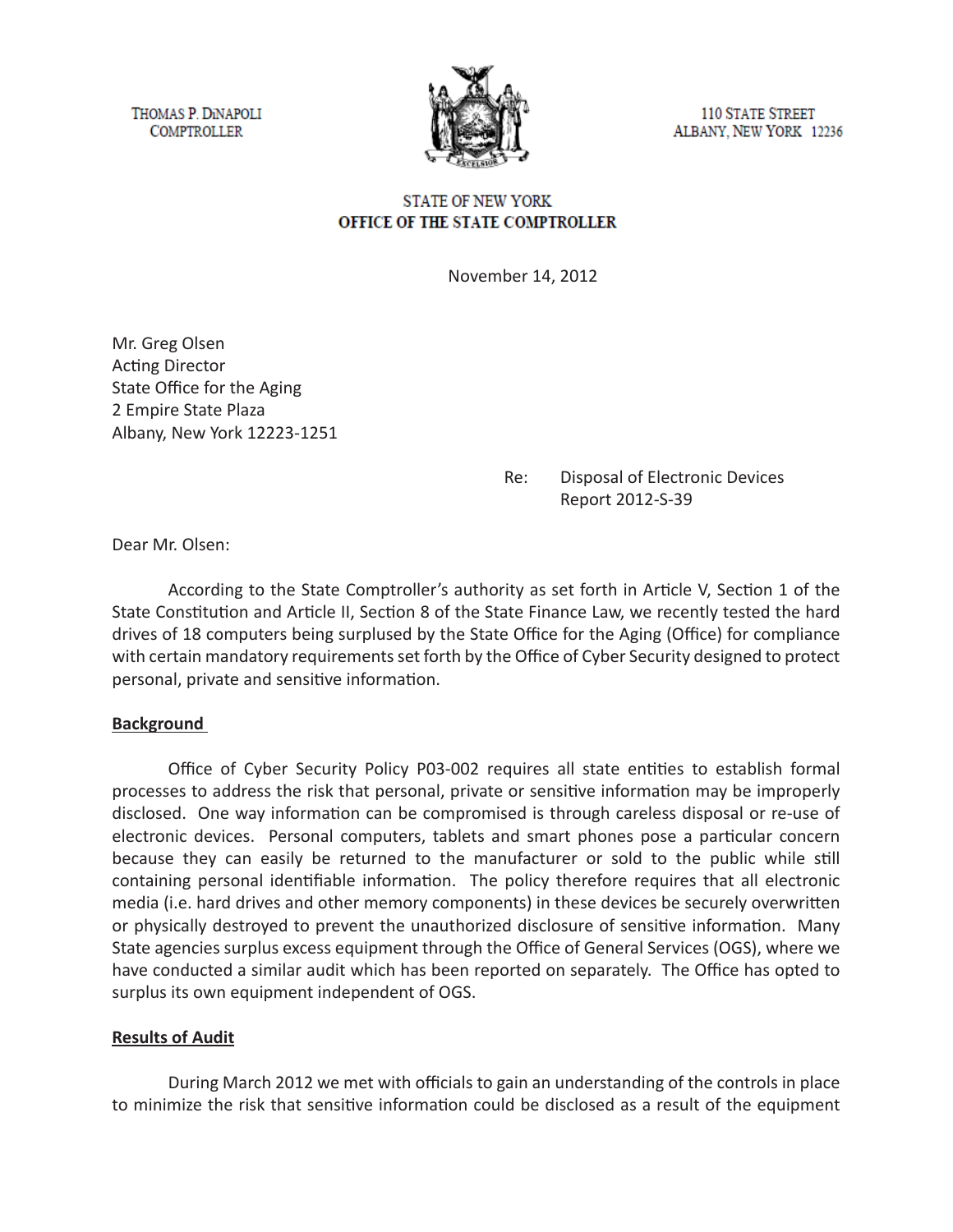THOMAS P. DiNAPOLI
COMPTROLLER

110 STATE STREET
ALBANY, NEW YORK 12236

STATE OF NEW YORK
**OFFICE OF THE STATE COMPTROLLER**

November 14, 2012

Mr. Greg Olsen
Acting Director
State Office for the Aging
2 Empire State Plaza
Albany, New York 12223-1251

Re: Disposal of Electronic Devices
Report 2012-S-39

Dear Mr. Olsen:

According to the State Comptroller's authority as set forth in Article V, Section 1 of the State Constitution and Article II, Section 8 of the State Finance Law, we recently tested the hard drives of 18 computers being surplused by the State Office for the Aging (Office) for compliance with certain mandatory requirements set forth by the Office of Cyber Security designed to protect personal, private and sensitive information.

**Background**

Office of Cyber Security Policy P03-002 requires all state entities to establish formal processes to address the risk that personal, private or sensitive information may be improperly disclosed. One way information can be compromised is through careless disposal or re-use of electronic devices. Personal computers, tablets and smart phones pose a particular concern because they can easily be returned to the manufacturer or sold to the public while still containing personal identifiable information. The policy therefore requires that all electronic media (i.e. hard drives and other memory components) in these devices be securely overwritten or physically destroyed to prevent the unauthorized disclosure of sensitive information. Many State agencies surplus excess equipment through the Office of General Services (OGS), where we have conducted a similar audit which has been reported on separately. The Office has opted to surplus its own equipment independent of OGS.

**Results of Audit**

During March 2012 we met with officials to gain an understanding of the controls in place to minimize the risk that sensitive information could be disclosed as a result of the equipment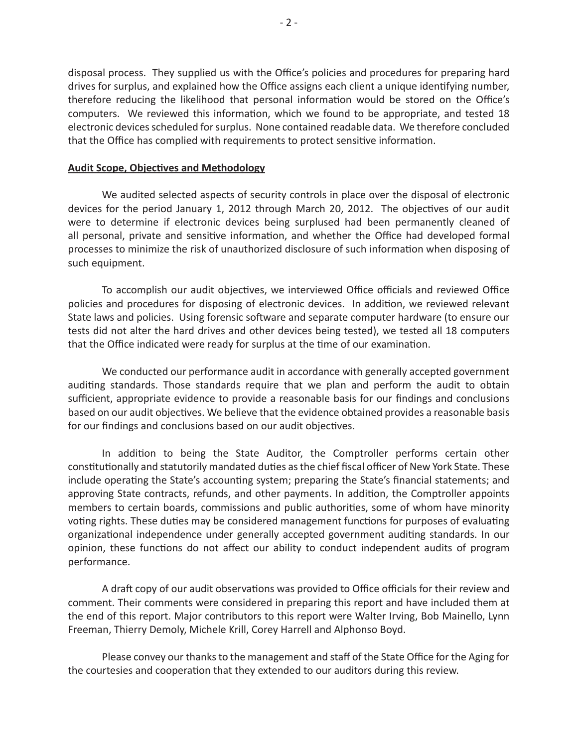disposal process. They supplied us with the Office's policies and procedures for preparing hard drives for surplus, and explained how the Office assigns each client a unique identifying number, therefore reducing the likelihood that personal information would be stored on the Office's computers. We reviewed this information, which we found to be appropriate, and tested 18 electronic devices scheduled for surplus. None contained readable data. We therefore concluded that the Office has complied with requirements to protect sensitive information.

**Audit Scope, Objectives and Methodology**

We audited selected aspects of security controls in place over the disposal of electronic devices for the period January 1, 2012 through March 20, 2012. The objectives of our audit were to determine if electronic devices being surplused had been permanently cleaned of all personal, private and sensitive information, and whether the Office had developed formal processes to minimize the risk of unauthorized disclosure of such information when disposing of such equipment.

To accomplish our audit objectives, we interviewed Office officials and reviewed Office policies and procedures for disposing of electronic devices. In addition, we reviewed relevant State laws and policies. Using forensic software and separate computer hardware (to ensure our tests did not alter the hard drives and other devices being tested), we tested all 18 computers that the Office indicated were ready for surplus at the time of our examination.

We conducted our performance audit in accordance with generally accepted government auditing standards. Those standards require that we plan and perform the audit to obtain sufficient, appropriate evidence to provide a reasonable basis for our findings and conclusions based on our audit objectives. We believe that the evidence obtained provides a reasonable basis for our findings and conclusions based on our audit objectives.

In addition to being the State Auditor, the Comptroller performs certain other constitutionally and statutorily mandated duties as the chief fiscal officer of New York State. These include operating the State's accounting system; preparing the State's financial statements; and approving State contracts, refunds, and other payments. In addition, the Comptroller appoints members to certain boards, commissions and public authorities, some of whom have minority voting rights. These duties may be considered management functions for purposes of evaluating organizational independence under generally accepted government auditing standards. In our opinion, these functions do not affect our ability to conduct independent audits of program performance.

A draft copy of our audit observations was provided to Office officials for their review and comment. Their comments were considered in preparing this report and have included them at the end of this report. Major contributors to this report were Walter Irving, Bob Mainello, Lynn Freeman, Thierry Demoly, Michele Krill, Corey Harrell and Alphonso Boyd.

Please convey our thanks to the management and staff of the State Office for the Aging for the courtesies and cooperation that they extended to our auditors during this review.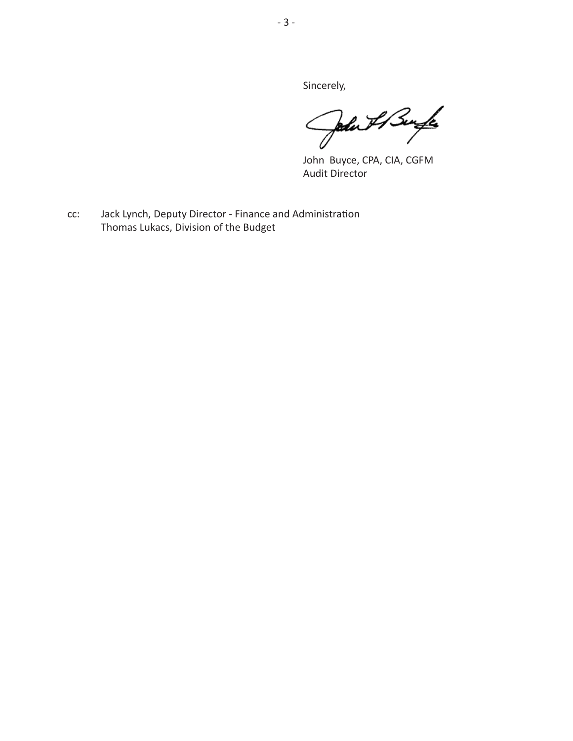Sincerely,

John Buyce, CPA, CIA, CGFM
Audit Director

cc: Jack Lynch, Deputy Director - Finance and Administration
Thomas Lukacs, Division of the Budget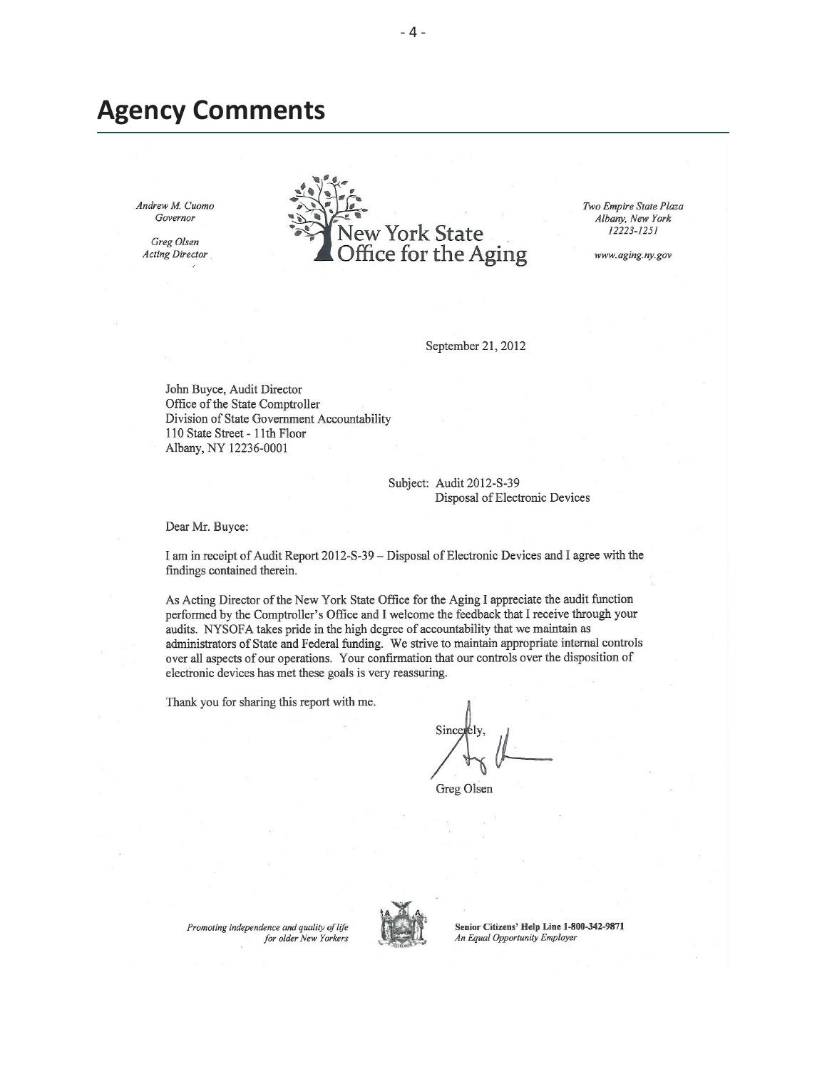# Agency Comments

*Andrew M. Cuomo*
*Governor*

*Greg Olsen*
*Acting Director*

New York State
Office for the Aging

*Two Empire State Plaza*
*Albany, New York*
*12223-1251*

*www.aging.ny.gov*

September 21, 2012

John Buyce, Audit Director
Office of the State Comptroller
Division of State Government Accountability
110 State Street - 11th Floor
Albany, NY 12236-0001

Subject: Audit 2012-S-39
Disposal of Electronic Devices

Dear Mr. Buyce:

I am in receipt of Audit Report 2012-S-39 – Disposal of Electronic Devices and I agree with the findings contained therein.

As Acting Director of the New York State Office for the Aging I appreciate the audit function performed by the Comptroller's Office and I welcome the feedback that I receive through your audits. NYSOFA takes pride in the high degree of accountability that we maintain as administrators of State and Federal funding. We strive to maintain appropriate internal controls over all aspects of our operations. Your confirmation that our controls over the disposition of electronic devices has met these goals is very reassuring.

Thank you for sharing this report with me.

Sincerely,

Greg Olsen

*Promoting independence and quality of life for older New Yorkers*

**Senior Citizens' Help Line 1-800-342-9871**
*An Equal Opportunity Employer*